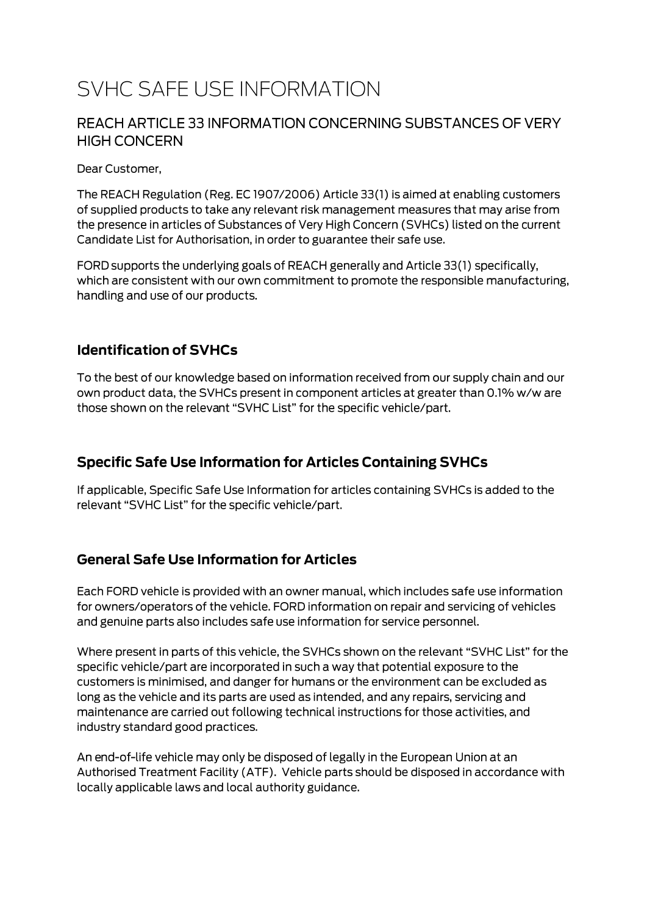# SVHC SAFE USE INFORMATION

## REACH ARTICLE 33 INFORMATION CONCERNING SUBSTANCES OF VERY HIGH CONCERN

Dear Customer,

The REACH Regulation (Reg. EC 1907/2006) Article 33(1) is aimed at enabling customers of supplied products to take any relevant risk management measures that may arise from the presence in articles of Substances of Very High Concern (SVHCs) listed on the current Candidate List for Authorisation, in order to guarantee their safe use.

FORD supports the underlying goals of REACH generally and Article 33(1) specifically, which are consistent with our own commitment to promote the responsible manufacturing, handling and use of our products.

### Identification of SVHCs

To the best of our knowledge based on information received from our supply chain and our own product data, the SVHCs present in component articles at greater than 0.1% w/w are those shown on the relevant "SVHC List" for the specific vehicle/part.

### Specific Safe Use Information for Articles Containing SVHCs

If applicable, Specific Safe Use Information for articles containing SVHCs is added to the relevant "SVHC List" for the specific vehicle/part.

### General Safe Use Information for Articles

Each FORD vehicle is provided with an owner manual, which includes safe use information for owners/operators of the vehicle. FORD information on repair and servicing of vehicles and genuine parts also includes safe use information for service personnel.

Where present in parts of this vehicle, the SVHCs shown on the relevant "SVHC List" for the specific vehicle/part are incorporated in such a way that potential exposure to the customers is minimised, and danger for humans or the environment can be excluded as long as the vehicle and its parts are used as intended, and any repairs, servicing and maintenance are carried out following technical instructions for those activities, and industry standard good practices.

An end-of-life vehicle may only be disposed of legally in the European Union at an Authorised Treatment Facility (ATF). Vehicle parts should be disposed in accordance with locally applicable laws and local authority guidance.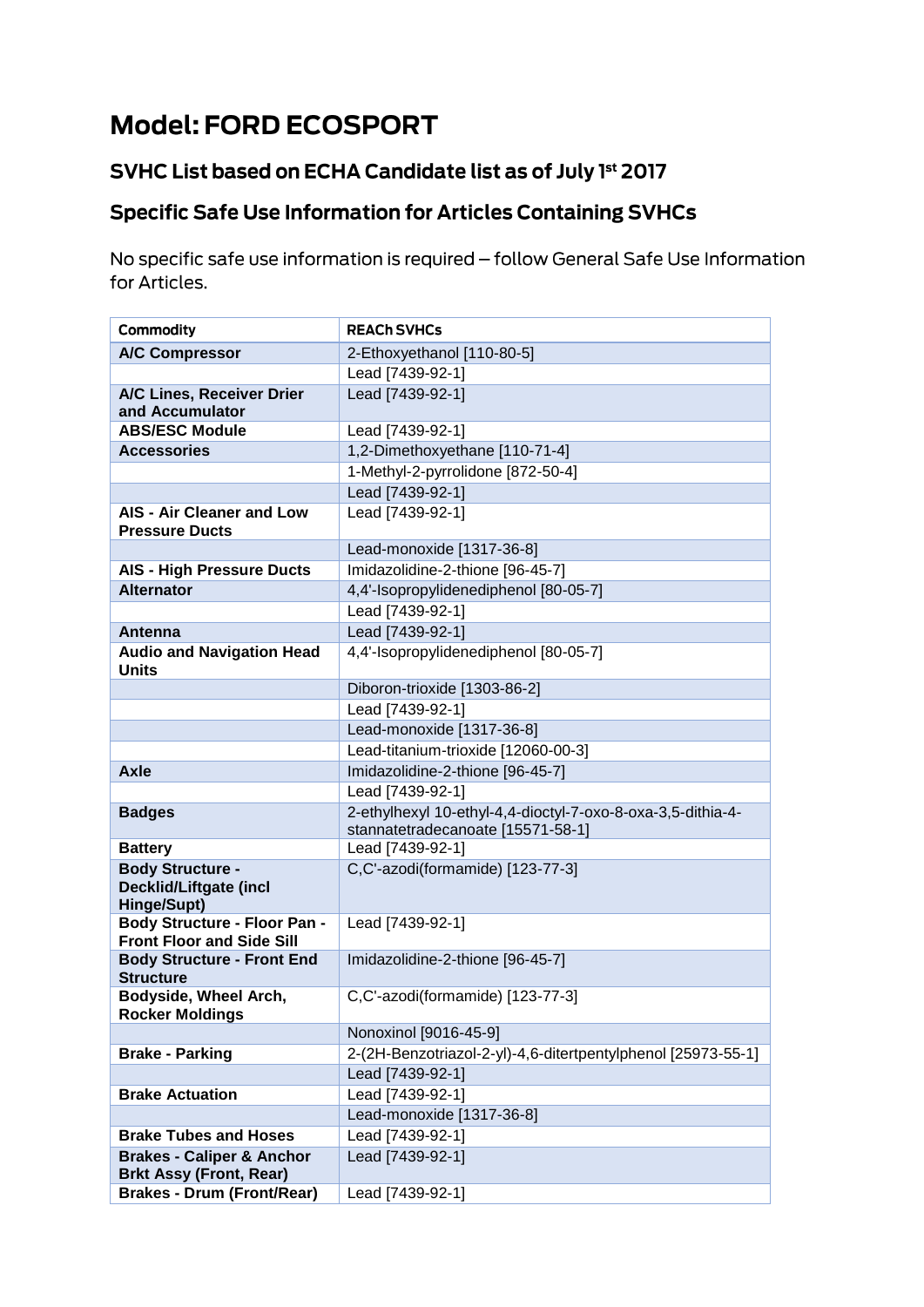# Model: FORD ECOSPORT

## SVHC List based on ECHA Candidate list as of July 1st 2017

## Specific Safe Use Information for Articles Containing SVHCs

No specific safe use information is required – follow General Safe Use Information for Articles.

| Commodity | REACh SVHCs |
|---|---|
| **A/C Compressor** | 2-Ethoxyethanol [110-80-5] |
| | Lead [7439-92-1] |
| **A/C Lines, Receiver Drier and Accumulator** | Lead [7439-92-1] |
| **ABS/ESC Module** | Lead [7439-92-1] |
| **Accessories** | 1,2-Dimethoxyethane [110-71-4] |
| | 1-Methyl-2-pyrrolidone [872-50-4] |
| | Lead [7439-92-1] |
| **AIS - Air Cleaner and Low Pressure Ducts** | Lead [7439-92-1] |
| | Lead-monoxide [1317-36-8] |
| **AIS - High Pressure Ducts** | Imidazolidine-2-thione [96-45-7] |
| **Alternator** | 4,4'-Isopropylidenediphenol [80-05-7] |
| | Lead [7439-92-1] |
| **Antenna** | Lead [7439-92-1] |
| **Audio and Navigation Head Units** | 4,4'-Isopropylidenediphenol [80-05-7] |
| | Diboron-trioxide [1303-86-2] |
| | Lead [7439-92-1] |
| | Lead-monoxide [1317-36-8] |
| | Lead-titanium-trioxide [12060-00-3] |
| **Axle** | Imidazolidine-2-thione [96-45-7] |
| | Lead [7439-92-1] |
| **Badges** | 2-ethylhexyl 10-ethyl-4,4-dioctyl-7-oxo-8-oxa-3,5-dithia-4-stannatetradecanoate [15571-58-1] |
| **Battery** | Lead [7439-92-1] |
| **Body Structure - Decklid/Liftgate (incl Hinge/Supt)** | C,C'-azodi(formamide) [123-77-3] |
| **Body Structure - Floor Pan - Front Floor and Side Sill** | Lead [7439-92-1] |
| **Body Structure - Front End Structure** | Imidazolidine-2-thione [96-45-7] |
| **Bodyside, Wheel Arch, Rocker Moldings** | C,C'-azodi(formamide) [123-77-3] |
| | Nonoxinol [9016-45-9] |
| **Brake - Parking** | 2-(2H-Benzotriazol-2-yl)-4,6-ditertpentylphenol [25973-55-1] |
| | Lead [7439-92-1] |
| **Brake Actuation** | Lead [7439-92-1] |
| | Lead-monoxide [1317-36-8] |
| **Brake Tubes and Hoses** | Lead [7439-92-1] |
| **Brakes - Caliper & Anchor Brkt Assy (Front, Rear)** | Lead [7439-92-1] |
| **Brakes - Drum (Front/Rear)** | Lead [7439-92-1] |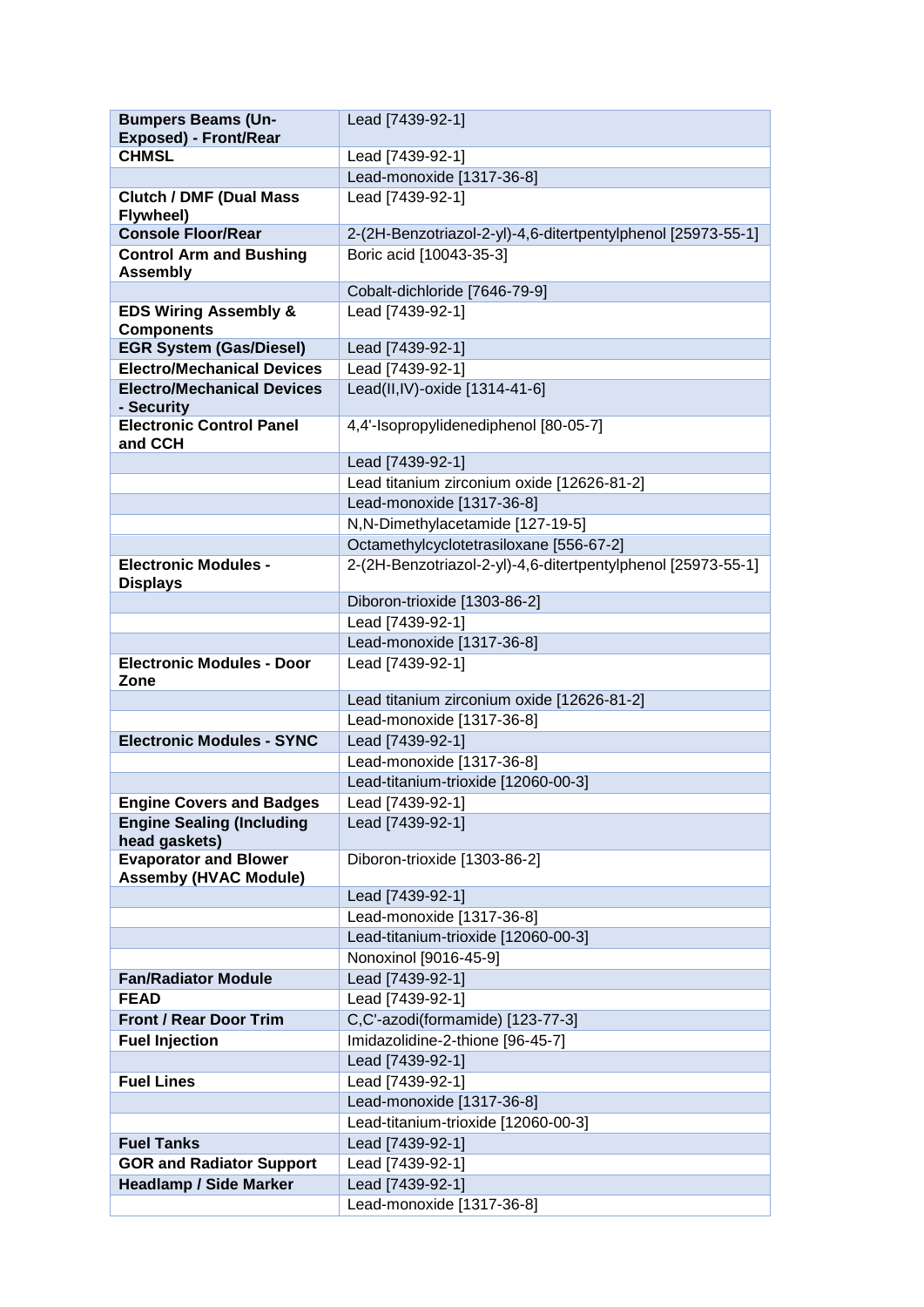| **Bumpers Beams (Un-Exposed) - Front/Rear** | Lead [7439-92-1] |
|---|---|
| **CHMSL** | Lead [7439-92-1] |
| | Lead-monoxide [1317-36-8] |
| **Clutch / DMF (Dual Mass Flywheel)** | Lead [7439-92-1] |
| **Console Floor/Rear** | 2-(2H-Benzotriazol-2-yl)-4,6-ditertpentylphenol [25973-55-1] |
| **Control Arm and Bushing Assembly** | Boric acid [10043-35-3] |
| | Cobalt-dichloride [7646-79-9] |
| **EDS Wiring Assembly & Components** | Lead [7439-92-1] |
| **EGR System (Gas/Diesel)** | Lead [7439-92-1] |
| **Electro/Mechanical Devices** | Lead [7439-92-1] |
| **Electro/Mechanical Devices - Security** | Lead(II,IV)-oxide [1314-41-6] |
| **Electronic Control Panel and CCH** | 4,4'-Isopropylidenediphenol [80-05-7] |
| | Lead [7439-92-1] |
| | Lead titanium zirconium oxide [12626-81-2] |
| | Lead-monoxide [1317-36-8] |
| | N,N-Dimethylacetamide [127-19-5] |
| | Octamethylcyclotetrasiloxane [556-67-2] |
| **Electronic Modules - Displays** | 2-(2H-Benzotriazol-2-yl)-4,6-ditertpentylphenol [25973-55-1] |
| | Diboron-trioxide [1303-86-2] |
| | Lead [7439-92-1] |
| | Lead-monoxide [1317-36-8] |
| **Electronic Modules - Door Zone** | Lead [7439-92-1] |
| | Lead titanium zirconium oxide [12626-81-2] |
| | Lead-monoxide [1317-36-8] |
| **Electronic Modules - SYNC** | Lead [7439-92-1] |
| | Lead-monoxide [1317-36-8] |
| | Lead-titanium-trioxide [12060-00-3] |
| **Engine Covers and Badges** | Lead [7439-92-1] |
| **Engine Sealing (Including head gaskets)** | Lead [7439-92-1] |
| **Evaporator and Blower Assemby (HVAC Module)** | Diboron-trioxide [1303-86-2] |
| | Lead [7439-92-1] |
| | Lead-monoxide [1317-36-8] |
| | Lead-titanium-trioxide [12060-00-3] |
| | Nonoxinol [9016-45-9] |
| **Fan/Radiator Module** | Lead [7439-92-1] |
| **FEAD** | Lead [7439-92-1] |
| **Front / Rear Door Trim** | C,C'-azodi(formamide) [123-77-3] |
| **Fuel Injection** | Imidazolidine-2-thione [96-45-7] |
| | Lead [7439-92-1] |
| **Fuel Lines** | Lead [7439-92-1] |
| | Lead-monoxide [1317-36-8] |
| | Lead-titanium-trioxide [12060-00-3] |
| **Fuel Tanks** | Lead [7439-92-1] |
| **GOR and Radiator Support** | Lead [7439-92-1] |
| **Headlamp / Side Marker** | Lead [7439-92-1] |
| | Lead-monoxide [1317-36-8] |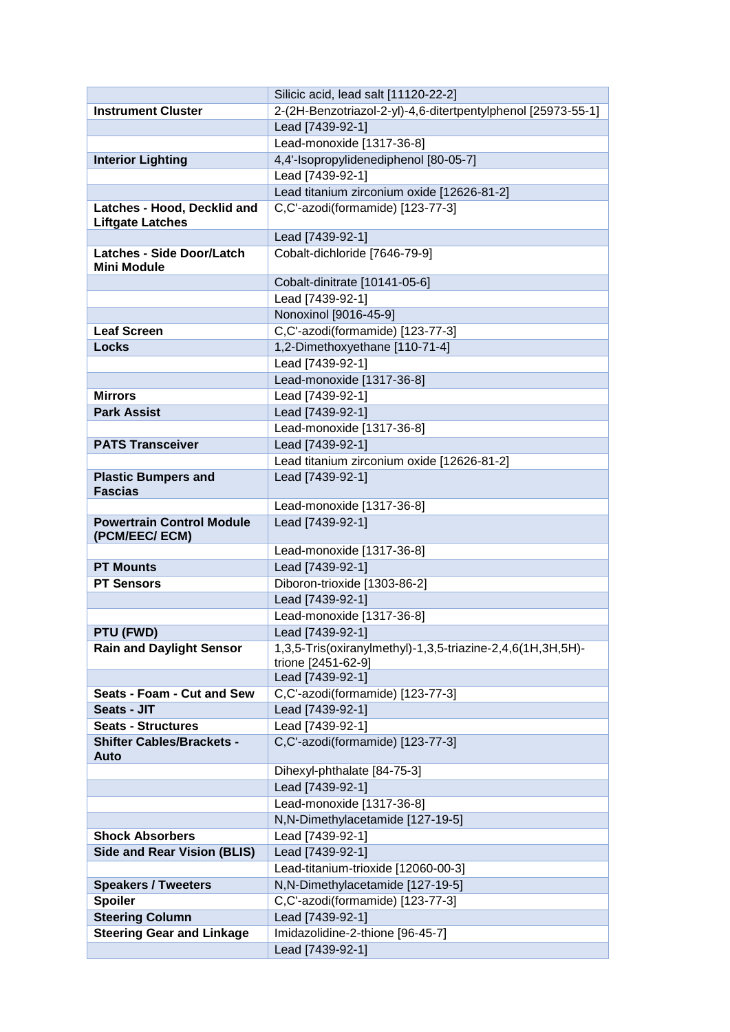| | |
|---|---|
| | Silicic acid, lead salt [11120-22-2] |
| **Instrument Cluster** | 2-(2H-Benzotriazol-2-yl)-4,6-ditertpentylphenol [25973-55-1] |
| | Lead [7439-92-1] |
| | Lead-monoxide [1317-36-8] |
| **Interior Lighting** | 4,4'-Isopropylidenediphenol [80-05-7] |
| | Lead [7439-92-1] |
| | Lead titanium zirconium oxide [12626-81-2] |
| **Latches - Hood, Decklid and Liftgate Latches** | C,C'-azodi(formamide) [123-77-3] |
| | Lead [7439-92-1] |
| **Latches - Side Door/Latch Mini Module** | Cobalt-dichloride [7646-79-9] |
| | Cobalt-dinitrate [10141-05-6] |
| | Lead [7439-92-1] |
| | Nonoxinol [9016-45-9] |
| **Leaf Screen** | C,C'-azodi(formamide) [123-77-3] |
| **Locks** | 1,2-Dimethoxyethane [110-71-4] |
| | Lead [7439-92-1] |
| | Lead-monoxide [1317-36-8] |
| **Mirrors** | Lead [7439-92-1] |
| **Park Assist** | Lead [7439-92-1] |
| | Lead-monoxide [1317-36-8] |
| **PATS Transceiver** | Lead [7439-92-1] |
| | Lead titanium zirconium oxide [12626-81-2] |
| **Plastic Bumpers and Fascias** | Lead [7439-92-1] |
| | Lead-monoxide [1317-36-8] |
| **Powertrain Control Module (PCM/EEC/ ECM)** | Lead [7439-92-1] |
| | Lead-monoxide [1317-36-8] |
| **PT Mounts** | Lead [7439-92-1] |
| **PT Sensors** | Diboron-trioxide [1303-86-2] |
| | Lead [7439-92-1] |
| | Lead-monoxide [1317-36-8] |
| **PTU (FWD)** | Lead [7439-92-1] |
| **Rain and Daylight Sensor** | 1,3,5-Tris(oxiranylmethyl)-1,3,5-triazine-2,4,6(1H,3H,5H)-trione [2451-62-9] |
| | Lead [7439-92-1] |
| **Seats - Foam - Cut and Sew** | C,C'-azodi(formamide) [123-77-3] |
| **Seats - JIT** | Lead [7439-92-1] |
| **Seats - Structures** | Lead [7439-92-1] |
| **Shifter Cables/Brackets - Auto** | C,C'-azodi(formamide) [123-77-3] |
| | Dihexyl-phthalate [84-75-3] |
| | Lead [7439-92-1] |
| | Lead-monoxide [1317-36-8] |
| | N,N-Dimethylacetamide [127-19-5] |
| **Shock Absorbers** | Lead [7439-92-1] |
| **Side and Rear Vision (BLIS)** | Lead [7439-92-1] |
| | Lead-titanium-trioxide [12060-00-3] |
| **Speakers / Tweeters** | N,N-Dimethylacetamide [127-19-5] |
| **Spoiler** | C,C'-azodi(formamide) [123-77-3] |
| **Steering Column** | Lead [7439-92-1] |
| **Steering Gear and Linkage** | Imidazolidine-2-thione [96-45-7] |
| | Lead [7439-92-1] |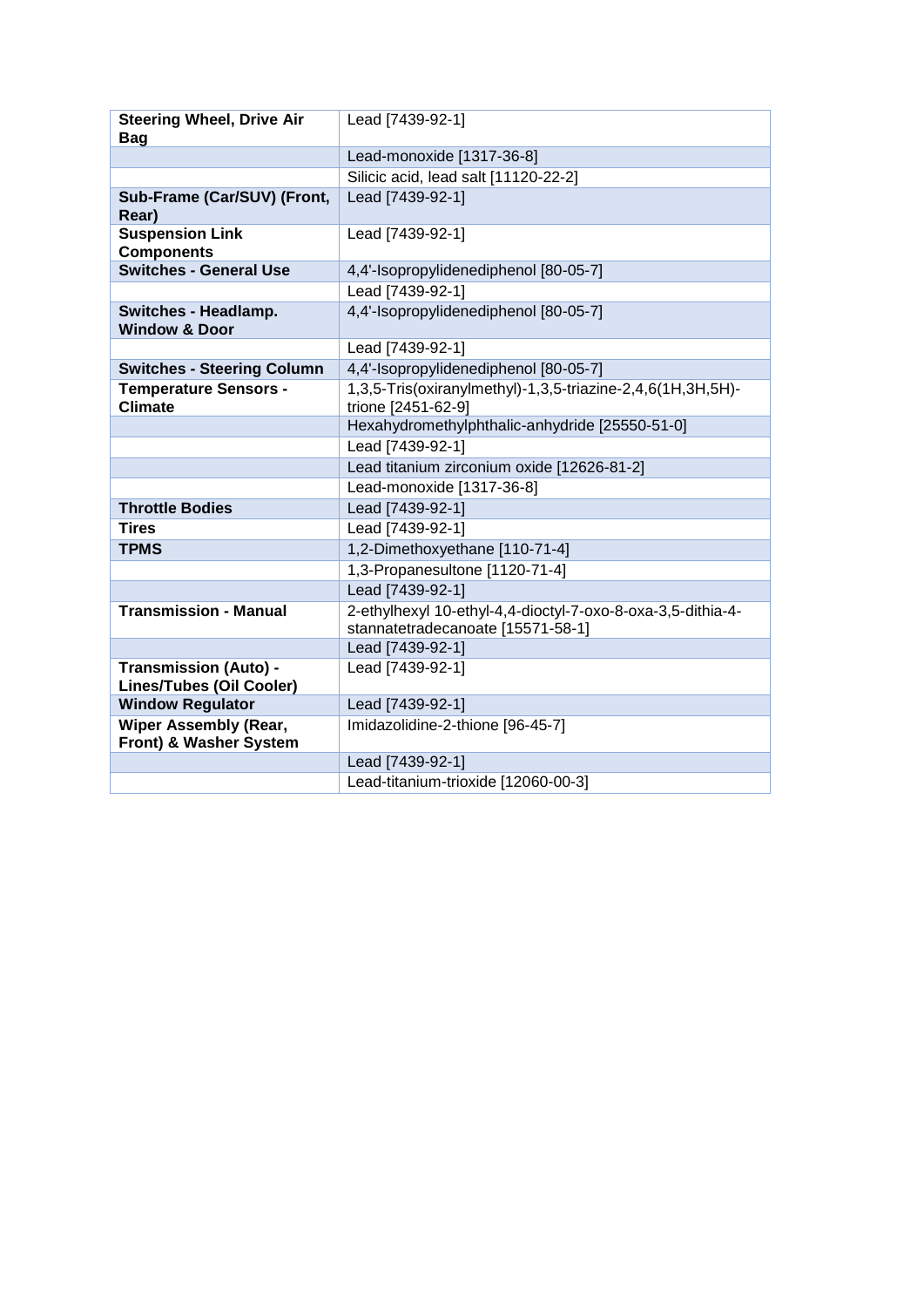| | |
|---|---|
| **Steering Wheel, Drive Air Bag** | Lead [7439-92-1] |
| | Lead-monoxide [1317-36-8] |
| | Silicic acid, lead salt [11120-22-2] |
| **Sub-Frame (Car/SUV) (Front, Rear)** | Lead [7439-92-1] |
| **Suspension Link Components** | Lead [7439-92-1] |
| **Switches - General Use** | 4,4'-Isopropylidenediphenol [80-05-7] |
| | Lead [7439-92-1] |
| **Switches - Headlamp. Window & Door** | 4,4'-Isopropylidenediphenol [80-05-7] |
| | Lead [7439-92-1] |
| **Switches - Steering Column** | 4,4'-Isopropylidenediphenol [80-05-7] |
| **Temperature Sensors - Climate** | 1,3,5-Tris(oxiranylmethyl)-1,3,5-triazine-2,4,6(1H,3H,5H)-trione [2451-62-9] |
| | Hexahydromethylphthalic-anhydride [25550-51-0] |
| | Lead [7439-92-1] |
| | Lead titanium zirconium oxide [12626-81-2] |
| | Lead-monoxide [1317-36-8] |
| **Throttle Bodies** | Lead [7439-92-1] |
| **Tires** | Lead [7439-92-1] |
| **TPMS** | 1,2-Dimethoxyethane [110-71-4] |
| | 1,3-Propanesultone [1120-71-4] |
| | Lead [7439-92-1] |
| **Transmission - Manual** | 2-ethylhexyl 10-ethyl-4,4-dioctyl-7-oxo-8-oxa-3,5-dithia-4-stannatetradecanoate [15571-58-1] |
| | Lead [7439-92-1] |
| **Transmission (Auto) - Lines/Tubes (Oil Cooler)** | Lead [7439-92-1] |
| **Window Regulator** | Lead [7439-92-1] |
| **Wiper Assembly (Rear, Front) & Washer System** | Imidazolidine-2-thione [96-45-7] |
| | Lead [7439-92-1] |
| | Lead-titanium-trioxide [12060-00-3] |